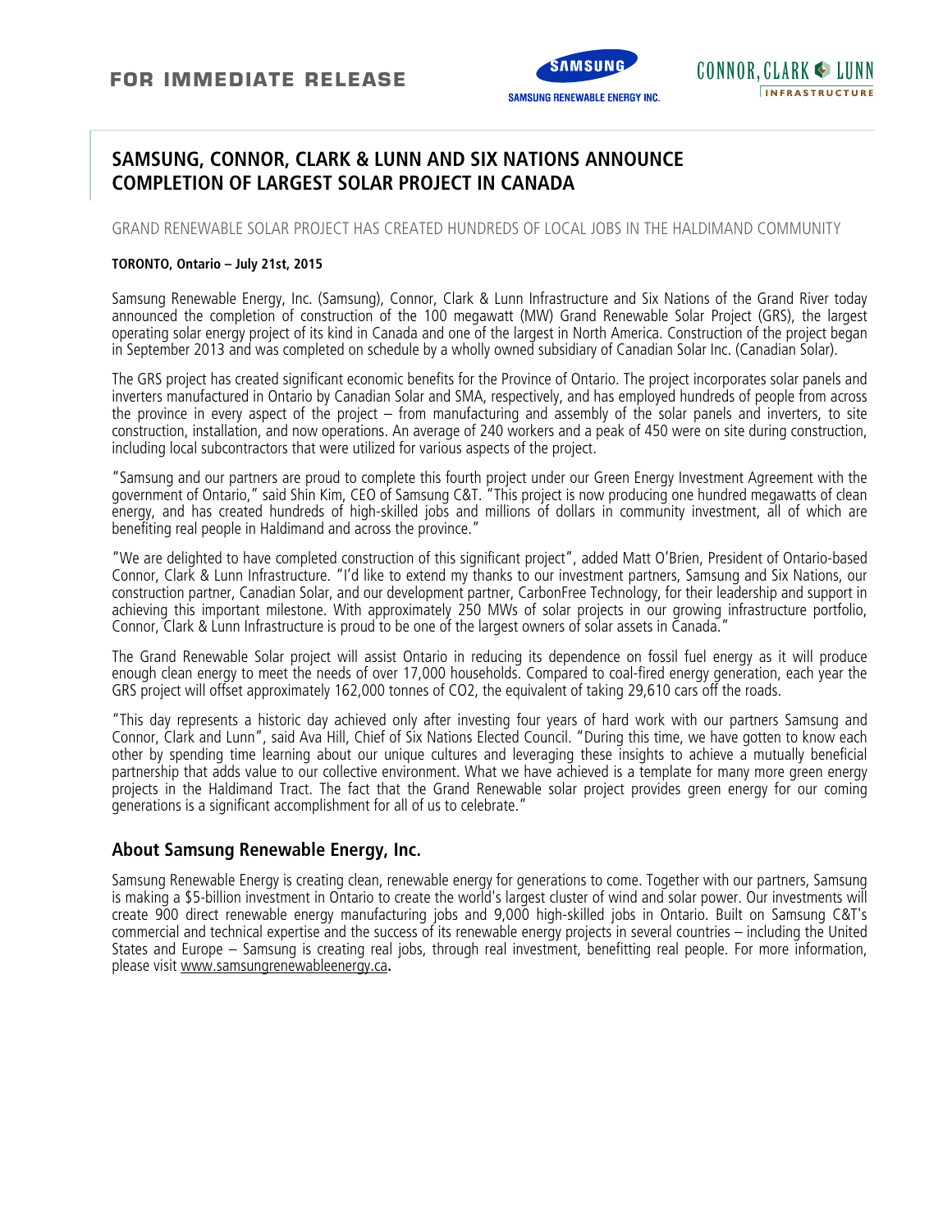**FOR IMMEDIATE RELEASE**

SAMSUNG RENEWABLE ENERGY INC.

CONNOR, CLARK & LUNN INFRASTRUCTURE

# SAMSUNG, CONNOR, CLARK & LUNN AND SIX NATIONS ANNOUNCE COMPLETION OF LARGEST SOLAR PROJECT IN CANADA

GRAND RENEWABLE SOLAR PROJECT HAS CREATED HUNDREDS OF LOCAL JOBS IN THE HALDIMAND COMMUNITY

**TORONTO, Ontario – July 21st, 2015**

Samsung Renewable Energy, Inc. (Samsung), Connor, Clark & Lunn Infrastructure and Six Nations of the Grand River today announced the completion of construction of the 100 megawatt (MW) Grand Renewable Solar Project (GRS), the largest operating solar energy project of its kind in Canada and one of the largest in North America. Construction of the project began in September 2013 and was completed on schedule by a wholly owned subsidiary of Canadian Solar Inc. (Canadian Solar).

The GRS project has created significant economic benefits for the Province of Ontario. The project incorporates solar panels and inverters manufactured in Ontario by Canadian Solar and SMA, respectively, and has employed hundreds of people from across the province in every aspect of the project – from manufacturing and assembly of the solar panels and inverters, to site construction, installation, and now operations. An average of 240 workers and a peak of 450 were on site during construction, including local subcontractors that were utilized for various aspects of the project.

"Samsung and our partners are proud to complete this fourth project under our Green Energy Investment Agreement with the government of Ontario," said Shin Kim, CEO of Samsung C&T. "This project is now producing one hundred megawatts of clean energy, and has created hundreds of high-skilled jobs and millions of dollars in community investment, all of which are benefiting real people in Haldimand and across the province."

"We are delighted to have completed construction of this significant project", added Matt O'Brien, President of Ontario-based Connor, Clark & Lunn Infrastructure. "I'd like to extend my thanks to our investment partners, Samsung and Six Nations, our construction partner, Canadian Solar, and our development partner, CarbonFree Technology, for their leadership and support in achieving this important milestone. With approximately 250 MWs of solar projects in our growing infrastructure portfolio, Connor, Clark & Lunn Infrastructure is proud to be one of the largest owners of solar assets in Canada."

The Grand Renewable Solar project will assist Ontario in reducing its dependence on fossil fuel energy as it will produce enough clean energy to meet the needs of over 17,000 households. Compared to coal-fired energy generation, each year the GRS project will offset approximately 162,000 tonnes of $CO_2$, the equivalent of taking 29,610 cars off the roads.

"This day represents a historic day achieved only after investing four years of hard work with our partners Samsung and Connor, Clark and Lunn", said Ava Hill, Chief of Six Nations Elected Council. "During this time, we have gotten to know each other by spending time learning about our unique cultures and leveraging these insights to achieve a mutually beneficial partnership that adds value to our collective environment. What we have achieved is a template for many more green energy projects in the Haldimand Tract. The fact that the Grand Renewable solar project provides green energy for our coming generations is a significant accomplishment for all of us to celebrate."

## About Samsung Renewable Energy, Inc.

Samsung Renewable Energy is creating clean, renewable energy for generations to come. Together with our partners, Samsung is making a $5-billion investment in Ontario to create the world's largest cluster of wind and solar power. Our investments will create 900 direct renewable energy manufacturing jobs and 9,000 high-skilled jobs in Ontario. Built on Samsung C&T's commercial and technical expertise and the success of its renewable energy projects in several countries – including the United States and Europe – Samsung is creating real jobs, through real investment, benefitting real people. For more information, please visit www.samsungrenewableenergy.ca.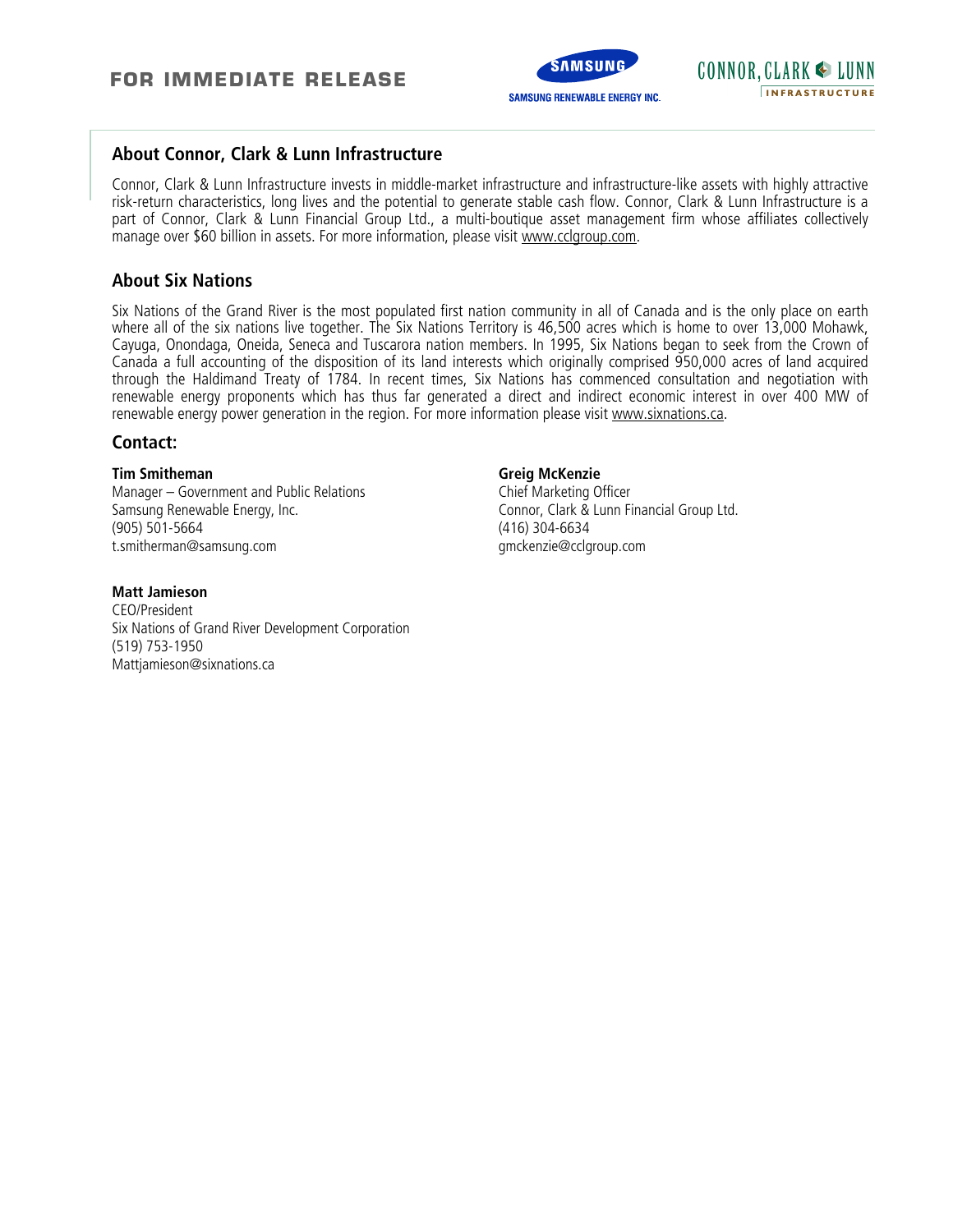**FOR IMMEDIATE RELEASE**

SAMSUNG RENEWABLE ENERGY INC.

CONNOR, CLARK & LUNN INFRASTRUCTURE

## About Connor, Clark & Lunn Infrastructure

Connor, Clark & Lunn Infrastructure invests in middle-market infrastructure and infrastructure-like assets with highly attractive risk-return characteristics, long lives and the potential to generate stable cash flow. Connor, Clark & Lunn Infrastructure is a part of Connor, Clark & Lunn Financial Group Ltd., a multi-boutique asset management firm whose affiliates collectively manage over $60 billion in assets. For more information, please visit www.cclgroup.com.

## About Six Nations

Six Nations of the Grand River is the most populated first nation community in all of Canada and is the only place on earth where all of the six nations live together. The Six Nations Territory is 46,500 acres which is home to over 13,000 Mohawk, Cayuga, Onondaga, Oneida, Seneca and Tuscarora nation members. In 1995, Six Nations began to seek from the Crown of Canada a full accounting of the disposition of its land interests which originally comprised 950,000 acres of land acquired through the Haldimand Treaty of 1784. In recent times, Six Nations has commenced consultation and negotiation with renewable energy proponents which has thus far generated a direct and indirect economic interest in over 400 MW of renewable energy power generation in the region. For more information please visit www.sixnations.ca.

## Contact:

**Tim Smitheman**
Manager – Government and Public Relations
Samsung Renewable Energy, Inc.
(905) 501-5664
t.smitherman@samsung.com

**Greig McKenzie**
Chief Marketing Officer
Connor, Clark & Lunn Financial Group Ltd.
(416) 304-6634
gmckenzie@cclgroup.com

**Matt Jamieson**
CEO/President
Six Nations of Grand River Development Corporation
(519) 753-1950
Mattjamieson@sixnations.ca